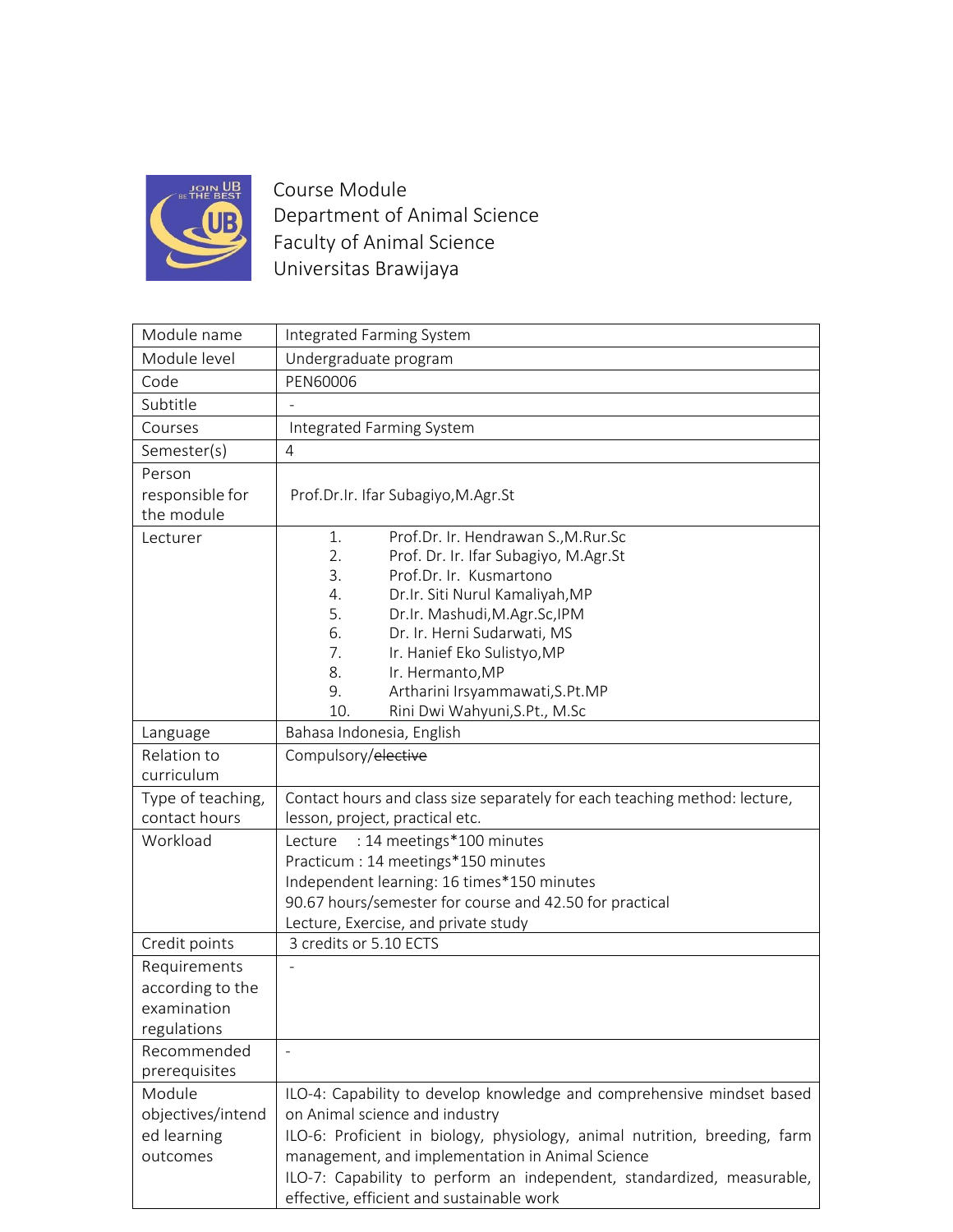Course Module
Department of Animal Science
Faculty of Animal Science
Universitas Brawijaya

| Module name | Integrated Farming System |
|---|---|
| Module level | Undergraduate program |
| Code | PEN60006 |
| Subtitle | - |
| Courses | Integrated Farming System |
| Semester(s) | 4 |
| Person responsible for the module | Prof.Dr.Ir. Ifar Subagiyo,M.Agr.St |
| Lecturer | 1. Prof.Dr. Ir. Hendrawan S.,M.Rur.Sc<br>2. Prof. Dr. Ir. Ifar Subagiyo, M.Agr.St<br>3. Prof.Dr. Ir. Kusmartono<br>4. Dr.Ir. Siti Nurul Kamaliyah,MP<br>5. Dr.Ir. Mashudi,M.Agr.Sc,IPM<br>6. Dr. Ir. Herni Sudarwati, MS<br>7. Ir. Hanief Eko Sulistyo,MP<br>8. Ir. Hermanto,MP<br>9. Artharini Irsyammawati,S.Pt.MP<br>10. Rini Dwi Wahyuni,S.Pt., M.Sc |
| Language | Bahasa Indonesia, English |
| Relation to curriculum | Compulsory/~~elective~~ |
| Type of teaching, contact hours | Contact hours and class size separately for each teaching method: lecture, lesson, project, practical etc. |
| Workload | Lecture : 14 meetings*100 minutes<br>Practicum : 14 meetings*150 minutes<br>Independent learning: 16 times*150 minutes<br>90.67 hours/semester for course and 42.50 for practical<br>Lecture, Exercise, and private study |
| Credit points | 3 credits or 5.10 ECTS |
| Requirements according to the examination regulations | - |
| Recommended prerequisites | - |
| Module objectives/intended learning outcomes | ILO-4: Capability to develop knowledge and comprehensive mindset based on Animal science and industry<br>ILO-6: Proficient in biology, physiology, animal nutrition, breeding, farm management, and implementation in Animal Science<br>ILO-7: Capability to perform an independent, standardized, measurable, effective, efficient and sustainable work |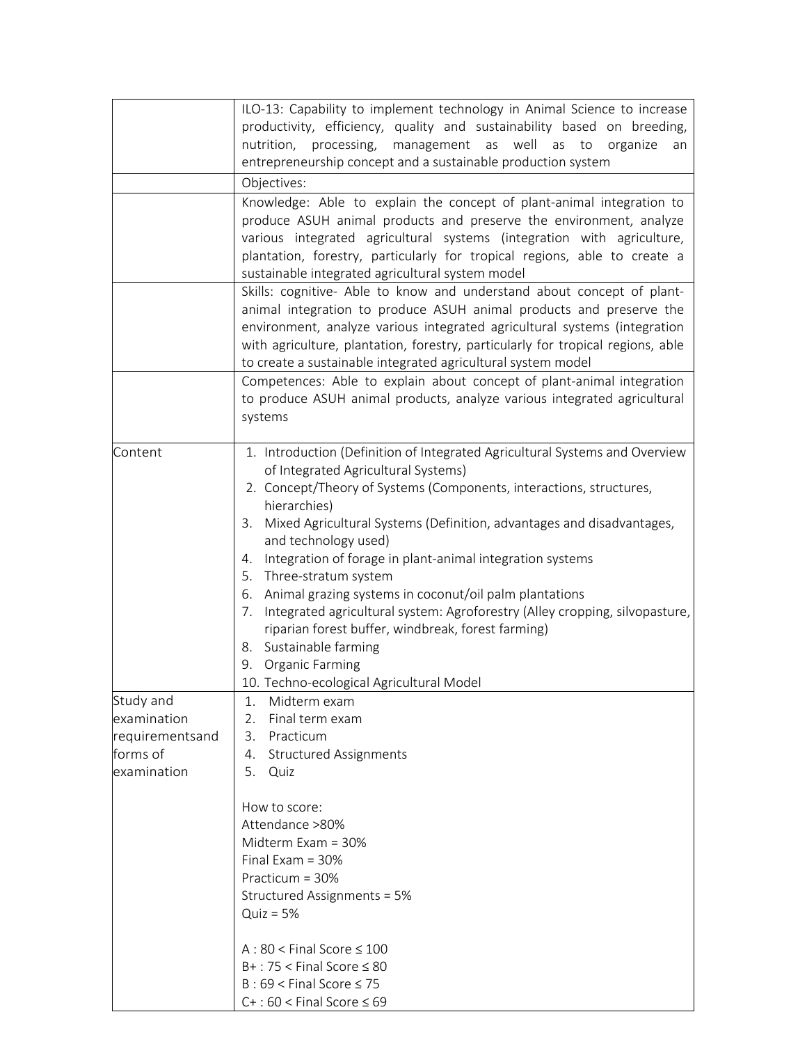| | |
|---|---|
| | ILO-13: Capability to implement technology in Animal Science to increase productivity, efficiency, quality and sustainability based on breeding, nutrition, processing, management as well as to organize an entrepreneurship concept and a sustainable production system |
| | Objectives: |
| | Knowledge: Able to explain the concept of plant-animal integration to produce ASUH animal products and preserve the environment, analyze various integrated agricultural systems (integration with agriculture, plantation, forestry, particularly for tropical regions, able to create a sustainable integrated agricultural system model |
| | Skills: cognitive- Able to know and understand about concept of plant-animal integration to produce ASUH animal products and preserve the environment, analyze various integrated agricultural systems (integration with agriculture, plantation, forestry, particularly for tropical regions, able to create a sustainable integrated agricultural system model |
| | Competences: Able to explain about concept of plant-animal integration to produce ASUH animal products, analyze various integrated agricultural systems |
| Content | 1. Introduction (Definition of Integrated Agricultural Systems and Overview of Integrated Agricultural Systems)<br>2. Concept/Theory of Systems (Components, interactions, structures, hierarchies)<br>3. Mixed Agricultural Systems (Definition, advantages and disadvantages, and technology used)<br>4. Integration of forage in plant-animal integration systems<br>5. Three-stratum system<br>6. Animal grazing systems in coconut/oil palm plantations<br>7. Integrated agricultural system: Agroforestry (Alley cropping, silvopasture, riparian forest buffer, windbreak, forest farming)<br>8. Sustainable farming<br>9. Organic Farming<br>10. Techno-ecological Agricultural Model |
| Study and examination requirementsand forms of examination | 1. Midterm exam<br>2. Final term exam<br>3. Practicum<br>4. Structured Assignments<br>5. Quiz<br><br>How to score:<br>Attendance >80%<br>Midterm Exam = 30%<br>Final Exam = 30%<br>Practicum = 30%<br>Structured Assignments = 5%<br>Quiz = 5%<br><br>A : 80 < Final Score ≤ 100<br>B+ : 75 < Final Score ≤ 80<br>B : 69 < Final Score ≤ 75<br>C+ : 60 < Final Score ≤ 69 |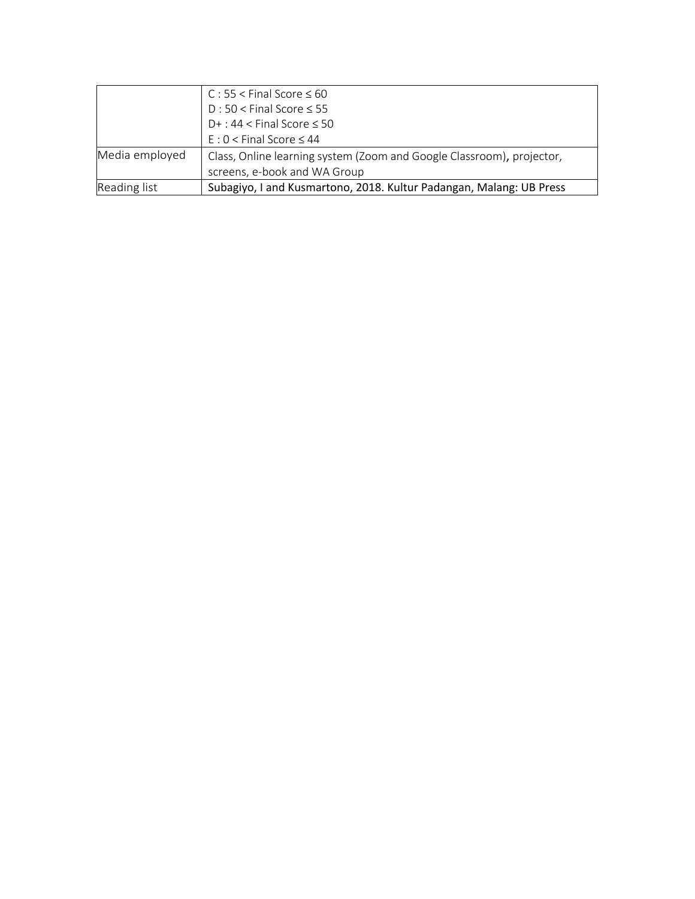| | |
|---|---|
| | C : 55 < Final Score ≤ 60<br>D : 50 < Final Score ≤ 55<br>D+ : 44 < Final Score ≤ 50<br>E : 0 < Final Score ≤ 44 |
| Media employed | Class, Online learning system (Zoom and Google Classroom), projector, screens, e-book and WA Group |
| Reading list | Subagiyo, I and Kusmartono, 2018. Kultur Padangan, Malang: UB Press |